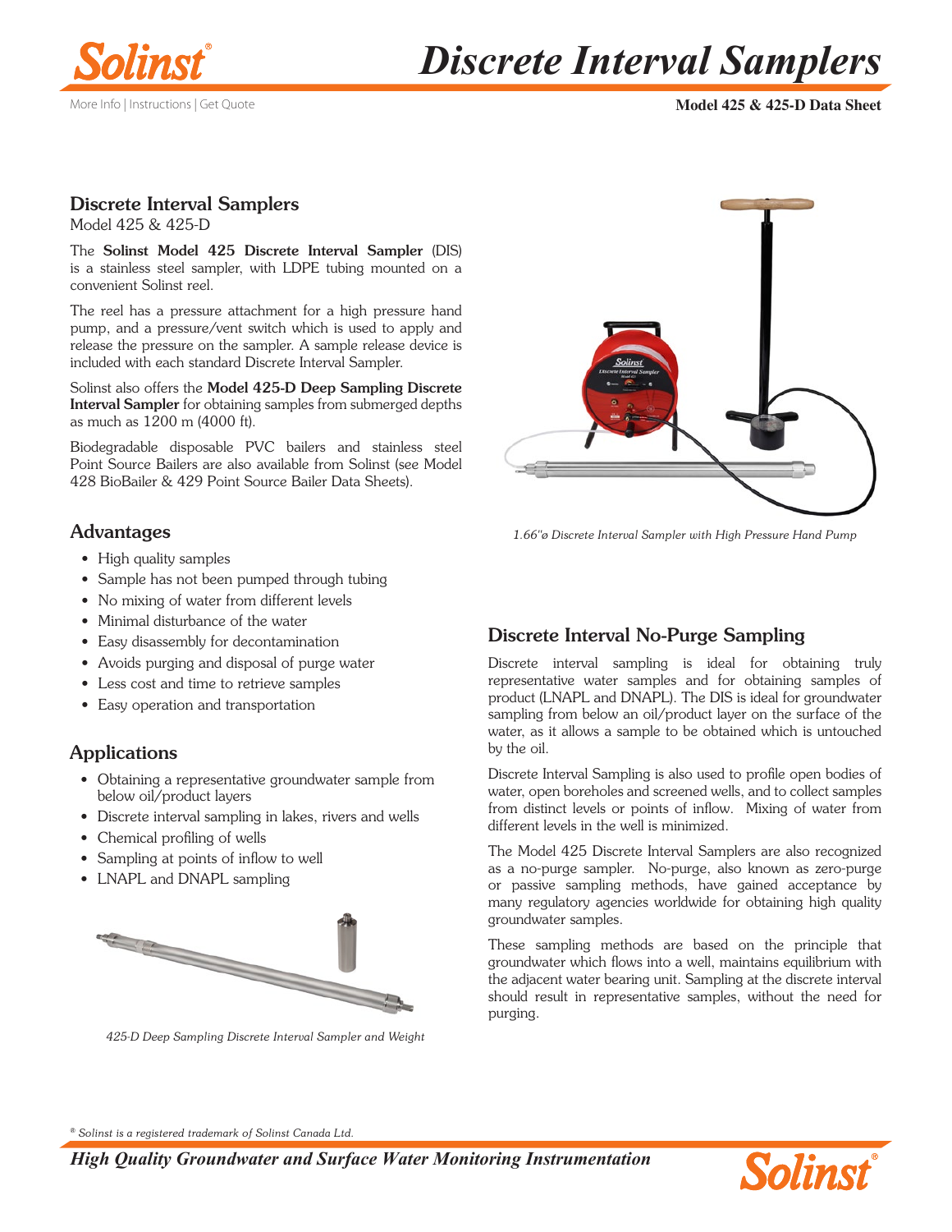# Discrete Interval Samplers

More Info | Instructions | Get Quote

**Model 425 & 425-D Data Sheet**

## Discrete Interval Samplers

Model 425 & 425-D

The **Solinst Model 425 Discrete Interval Sampler** (DIS) is a stainless steel sampler, with LDPE tubing mounted on a convenient Solinst reel.

The reel has a pressure attachment for a high pressure hand pump, and a pressure/vent switch which is used to apply and release the pressure on the sampler. A sample release device is included with each standard Discrete Interval Sampler.

Solinst also offers the **Model 425-D Deep Sampling Discrete Interval Sampler** for obtaining samples from submerged depths as much as 1200 m (4000 ft).

Biodegradable disposable PVC bailers and stainless steel Point Source Bailers are also available from Solinst (see Model 428 BioBailer & 429 Point Source Bailer Data Sheets).

## Advantages

- High quality samples
- Sample has not been pumped through tubing
- No mixing of water from different levels
- Minimal disturbance of the water
- Easy disassembly for decontamination
- Avoids purging and disposal of purge water
- Less cost and time to retrieve samples
- Easy operation and transportation

## Applications

- Obtaining a representative groundwater sample from below oil/product layers
- Discrete interval sampling in lakes, rivers and wells
- Chemical profiling of wells
- Sampling at points of inflow to well
- LNAPL and DNAPL sampling

*425-D Deep Sampling Discrete Interval Sampler and Weight*

*1.66"ø Discrete Interval Sampler with High Pressure Hand Pump*

## Discrete Interval No-Purge Sampling

Discrete interval sampling is ideal for obtaining truly representative water samples and for obtaining samples of product (LNAPL and DNAPL). The DIS is ideal for groundwater sampling from below an oil/product layer on the surface of the water, as it allows a sample to be obtained which is untouched by the oil.

Discrete Interval Sampling is also used to profile open bodies of water, open boreholes and screened wells, and to collect samples from distinct levels or points of inflow. Mixing of water from different levels in the well is minimized.

The Model 425 Discrete Interval Samplers are also recognized as a no-purge sampler. No-purge, also known as zero-purge or passive sampling methods, have gained acceptance by many regulatory agencies worldwide for obtaining high quality groundwater samples.

These sampling methods are based on the principle that groundwater which flows into a well, maintains equilibrium with the adjacent water bearing unit. Sampling at the discrete interval should result in representative samples, without the need for purging.

® Solinst is a registered trademark of Solinst Canada Ltd.

*High Quality Groundwater and Surface Water Monitoring Instrumentation*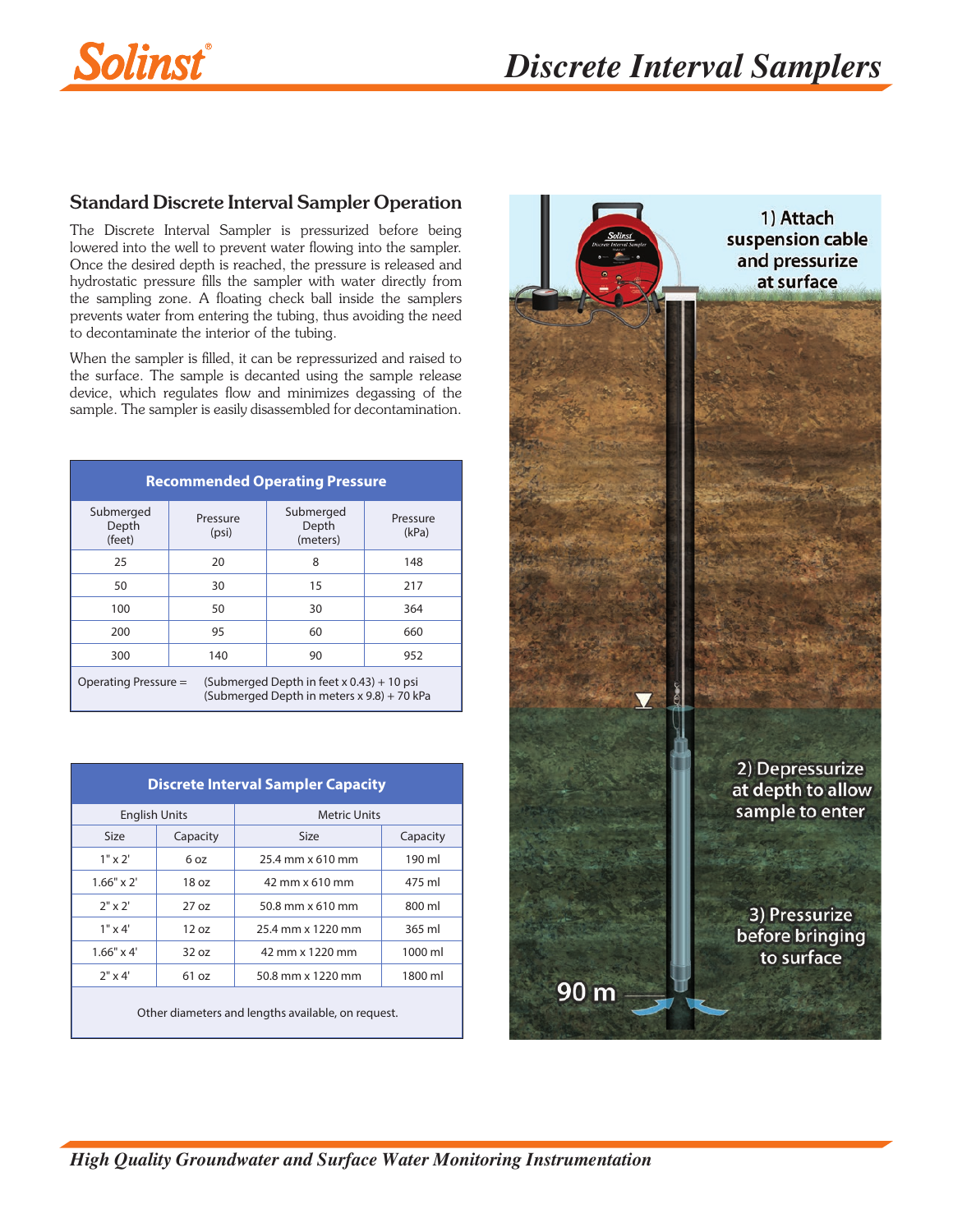## Standard Discrete Interval Sampler Operation

The Discrete Interval Sampler is pressurized before being lowered into the well to prevent water flowing into the sampler. Once the desired depth is reached, the pressure is released and hydrostatic pressure fills the sampler with water directly from the sampling zone. A floating check ball inside the samplers prevents water from entering the tubing, thus avoiding the need to decontaminate the interior of the tubing.

When the sampler is filled, it can be repressurized and raised to the surface. The sample is decanted using the sample release device, which regulates flow and minimizes degassing of the sample. The sampler is easily disassembled for decontamination.

**Recommended Operating Pressure**

| Submerged Depth (feet) | Pressure (psi) | Submerged Depth (meters) | Pressure (kPa) |
|---|---|---|---|
| 25 | 20 | 8 | 148 |
| 50 | 30 | 15 | 217 |
| 100 | 50 | 30 | 364 |
| 200 | 95 | 60 | 660 |
| 300 | 140 | 90 | 952 |

Operating Pressure = (Submerged Depth in feet x 0.43) + 10 psi
(Submerged Depth in meters x 9.8) + 70 kPa

**Discrete Interval Sampler Capacity**

| English Units | | Metric Units | |
|---|---|---|---|
| Size | Capacity | Size | Capacity |
| 1" x 2' | 6 oz | 25.4 mm x 610 mm | 190 ml |
| 1.66" x 2' | 18 oz | 42 mm x 610 mm | 475 ml |
| 2" x 2' | 27 oz | 50.8 mm x 610 mm | 800 ml |
| 1" x 4' | 12 oz | 25.4 mm x 1220 mm | 365 ml |
| 1.66" x 4' | 32 oz | 42 mm x 1220 mm | 1000 ml |
| 2" x 4' | 61 oz | 50.8 mm x 1220 mm | 1800 ml |

Other diameters and lengths available, on request.

1) Attach suspension cable and pressurize at surface

2) Depressurize at depth to allow sample to enter

3) Pressurize before bringing to surface

90 m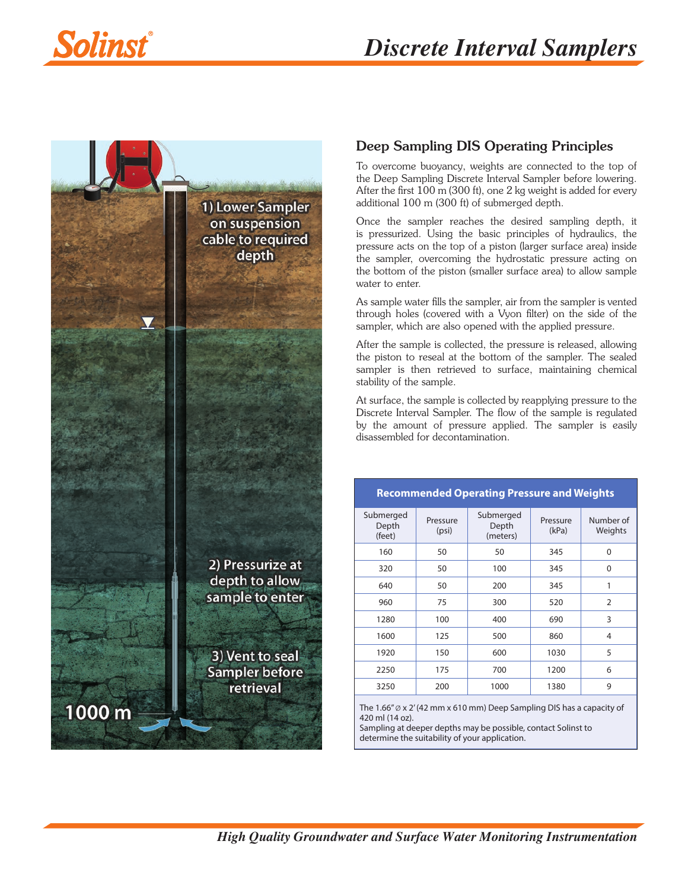## Deep Sampling DIS Operating Principles

To overcome buoyancy, weights are connected to the top of the Deep Sampling Discrete Interval Sampler before lowering. After the first 100 m (300 ft), one 2 kg weight is added for every additional 100 m (300 ft) of submerged depth.

Once the sampler reaches the desired sampling depth, it is pressurized. Using the basic principles of hydraulics, the pressure acts on the top of a piston (larger surface area) inside the sampler, overcoming the hydrostatic pressure acting on the bottom of the piston (smaller surface area) to allow sample water to enter.

As sample water fills the sampler, air from the sampler is vented through holes (covered with a Vyon filter) on the side of the sampler, which are also opened with the applied pressure.

After the sample is collected, the pressure is released, allowing the piston to reseal at the bottom of the sampler. The sealed sampler is then retrieved to surface, maintaining chemical stability of the sample.

At surface, the sample is collected by reapplying pressure to the Discrete Interval Sampler. The flow of the sample is regulated by the amount of pressure applied. The sampler is easily disassembled for decontamination.

**Recommended Operating Pressure and Weights**

| Submerged Depth (feet) | Pressure (psi) | Submerged Depth (meters) | Pressure (kPa) | Number of Weights |
|---|---|---|---|---|
| 160 | 50 | 50 | 345 | 0 |
| 320 | 50 | 100 | 345 | 0 |
| 640 | 50 | 200 | 345 | 1 |
| 960 | 75 | 300 | 520 | 2 |
| 1280 | 100 | 400 | 690 | 3 |
| 1600 | 125 | 500 | 860 | 4 |
| 1920 | 150 | 600 | 1030 | 5 |
| 2250 | 175 | 700 | 1200 | 6 |
| 3250 | 200 | 1000 | 1380 | 9 |

The 1.66" ⌀ x 2' (42 mm x 610 mm) Deep Sampling DIS has a capacity of 420 ml (14 oz).
Sampling at deeper depths may be possible, contact Solinst to determine the suitability of your application.

1) Lower Sampler on suspension cable to required depth

2) Pressurize at depth to allow sample to enter

3) Vent to seal Sampler before retrieval

1000 m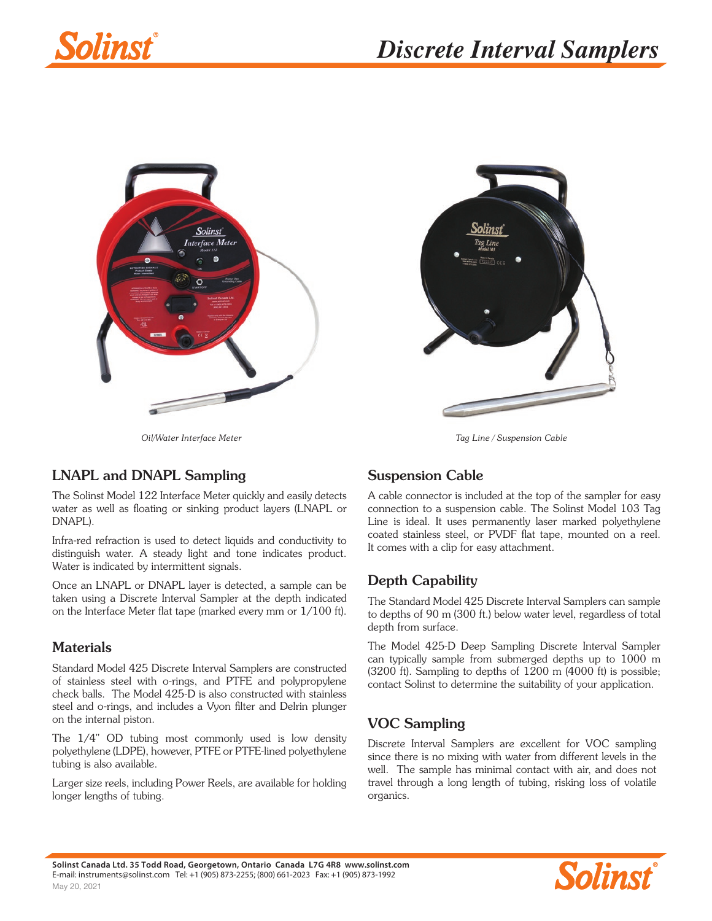*Oil/Water Interface Meter*

*Tag Line / Suspension Cable*

## LNAPL and DNAPL Sampling

The Solinst Model 122 Interface Meter quickly and easily detects water as well as floating or sinking product layers (LNAPL or DNAPL).

Infra-red refraction is used to detect liquids and conductivity to distinguish water. A steady light and tone indicates product. Water is indicated by intermittent signals.

Once an LNAPL or DNAPL layer is detected, a sample can be taken using a Discrete Interval Sampler at the depth indicated on the Interface Meter flat tape (marked every mm or 1/100 ft).

## Materials

Standard Model 425 Discrete Interval Samplers are constructed of stainless steel with o-rings, and PTFE and polypropylene check balls. The Model 425-D is also constructed with stainless steel and o-rings, and includes a Vyon filter and Delrin plunger on the internal piston.

The 1/4" OD tubing most commonly used is low density polyethylene (LDPE), however, PTFE or PTFE-lined polyethylene tubing is also available.

Larger size reels, including Power Reels, are available for holding longer lengths of tubing.

## Suspension Cable

A cable connector is included at the top of the sampler for easy connection to a suspension cable. The Solinst Model 103 Tag Line is ideal. It uses permanently laser marked polyethylene coated stainless steel, or PVDF flat tape, mounted on a reel. It comes with a clip for easy attachment.

## Depth Capability

The Standard Model 425 Discrete Interval Samplers can sample to depths of 90 m (300 ft.) below water level, regardless of total depth from surface.

The Model 425-D Deep Sampling Discrete Interval Sampler can typically sample from submerged depths up to 1000 m (3200 ft). Sampling to depths of 1200 m (4000 ft) is possible; contact Solinst to determine the suitability of your application.

## VOC Sampling

Discrete Interval Samplers are excellent for VOC sampling since there is no mixing with water from different levels in the well. The sample has minimal contact with air, and does not travel through a long length of tubing, risking loss of volatile organics.